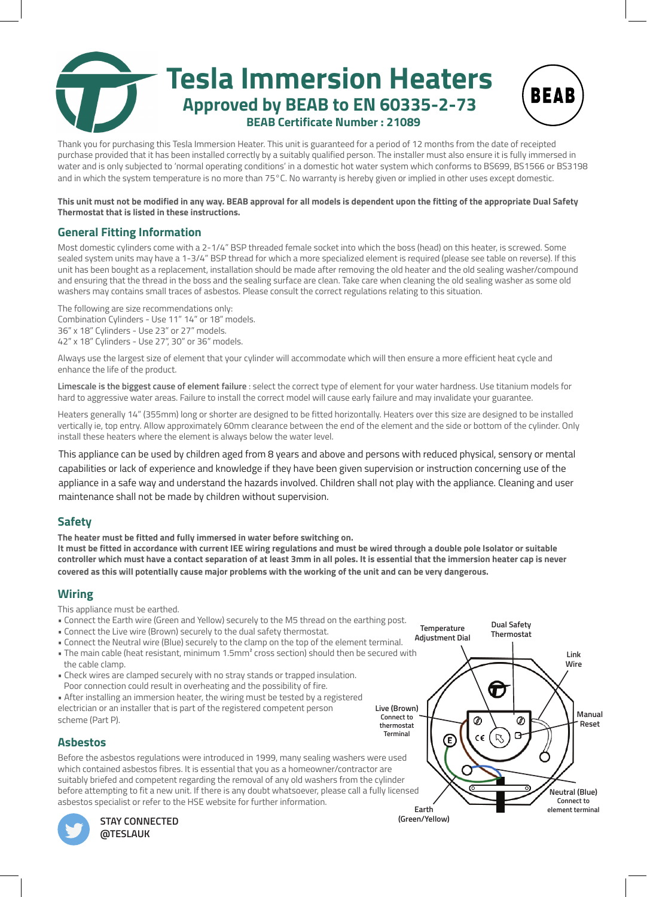# Tesla Immersion Heaters

## Approved by BEAB to EN 60335-2-73

**BEAB Certificate Number : 21089**

BEAB

Thank you for purchasing this Tesla Immersion Heater. This unit is guaranteed for a period of 12 months from the date of receipted purchase provided that it has been installed correctly by a suitably qualified person. The installer must also ensure it is fully immersed in water and is only subjected to 'normal operating conditions' in a domestic hot water system which conforms to BS699, BS1566 or BS3198 and in which the system temperature is no more than 75°C. No warranty is hereby given or implied in other uses except domestic.

**This unit must not be modified in any way. BEAB approval for all models is dependent upon the fitting of the appropriate Dual Safety Thermostat that is listed in these instructions.**

## General Fitting Information

Most domestic cylinders come with a 2-1/4" BSP threaded female socket into which the boss (head) on this heater, is screwed. Some sealed system units may have a 1-3/4" BSP thread for which a more specialized element is required (please see table on reverse). If this unit has been bought as a replacement, installation should be made after removing the old heater and the old sealing washer/compound and ensuring that the thread in the boss and the sealing surface are clean. Take care when cleaning the old sealing washer as some old washers may contains small traces of asbestos. Please consult the correct regulations relating to this situation.

The following are size recommendations only:
Combination Cylinders - Use 11" 14" or 18" models.
36" x 18" Cylinders - Use 23" or 27" models.
42" x 18" Cylinders - Use 27", 30" or 36" models.

Always use the largest size of element that your cylinder will accommodate which will then ensure a more efficient heat cycle and enhance the life of the product.

**Limescale is the biggest cause of element failure** : select the correct type of element for your water hardness. Use titanium models for hard to aggressive water areas. Failure to install the correct model will cause early failure and may invalidate your guarantee.

Heaters generally 14" (355mm) long or shorter are designed to be fitted horizontally. Heaters over this size are designed to be installed vertically ie, top entry. Allow approximately 60mm clearance between the end of the element and the side or bottom of the cylinder. Only install these heaters where the element is always below the water level.

This appliance can be used by children aged from 8 years and above and persons with reduced physical, sensory or mental capabilities or lack of experience and knowledge if they have been given supervision or instruction concerning use of the appliance in a safe way and understand the hazards involved. Children shall not play with the appliance. Cleaning and user maintenance shall not be made by children without supervision.

## Safety

**The heater must be fitted and fully immersed in water before switching on.**
**It must be fitted in accordance with current IEE wiring regulations and must be wired through a double pole Isolator or suitable controller which must have a contact separation of at least 3mm in all poles. It is essential that the immersion heater cap is never covered as this will potentially cause major problems with the working of the unit and can be very dangerous.**

## Wiring

This appliance must be earthed.

- Connect the Earth wire (Green and Yellow) securely to the M5 thread on the earthing post.
- Connect the Live wire (Brown) securely to the dual safety thermostat.
- Connect the Neutral wire (Blue) securely to the clamp on the top of the element terminal.
- The main cable (heat resistant, minimum 1.5mm² cross section) should then be secured with the cable clamp.
- Check wires are clamped securely with no stray stands or trapped insulation. Poor connection could result in overheating and the possibility of fire.
- After installing an immersion heater, the wiring must be tested by a registered electrician or an installer that is part of the registered competent person scheme (Part P).

Temperature Adjustment Dial
Dual Safety Thermostat
Link Wire
Manual Reset
Live (Brown) Connect to thermostat Terminal
Neutral (Blue) Connect to element terminal
Earth (Green/Yellow)

## Asbestos

Before the asbestos regulations were introduced in 1999, many sealing washers were used which contained asbestos fibres. It is essential that you as a homeowner/contractor are suitably briefed and competent regarding the removal of any old washers from the cylinder before attempting to fit a new unit. If there is any doubt whatsoever, please call a fully licensed asbestos specialist or refer to the HSE website for further information.

STAY CONNECTED
@TESLAUK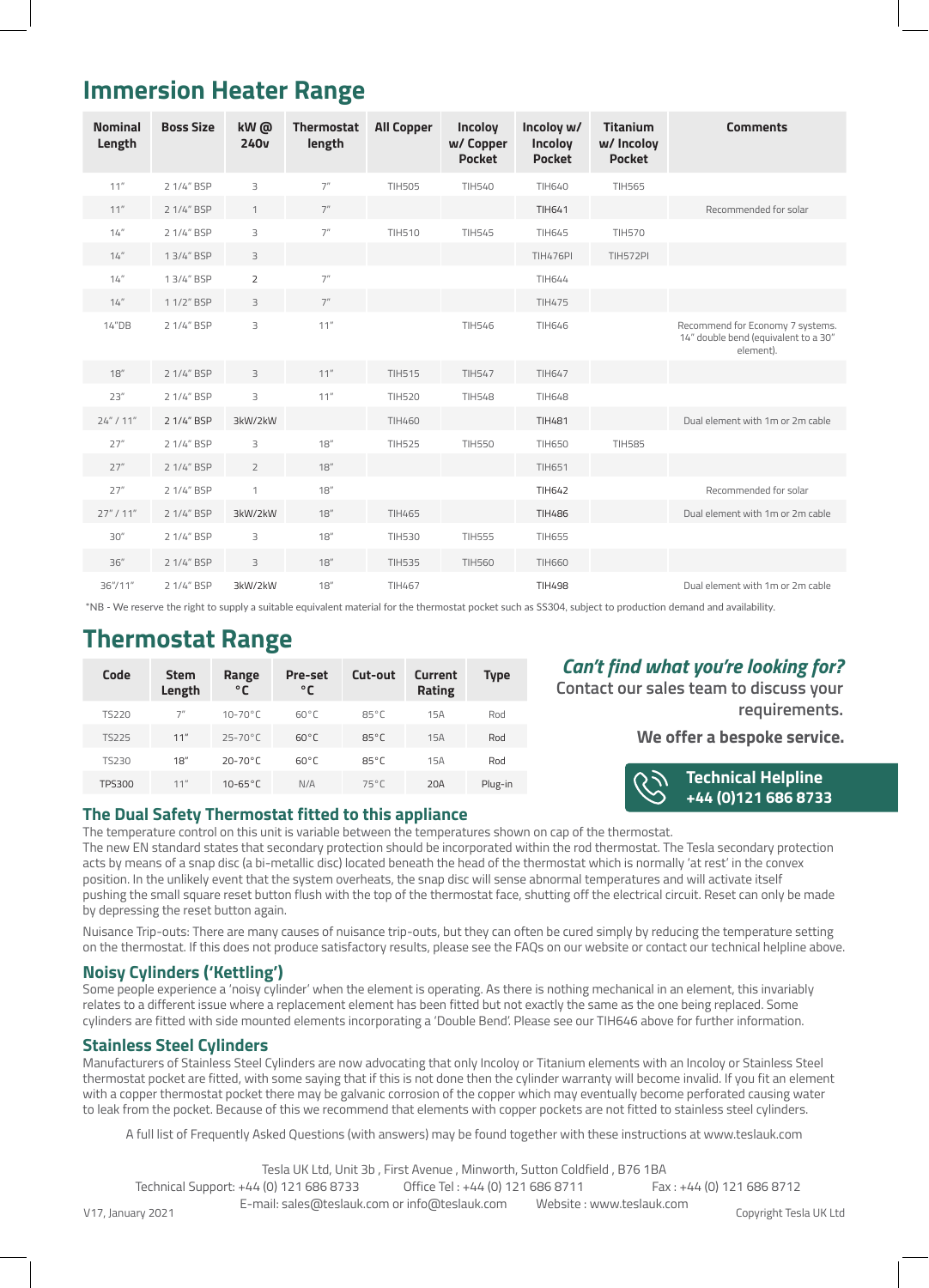# Immersion Heater Range

| Nominal Length | Boss Size | kW @ 240v | Thermostat length | All Copper | Incoloy w/ Copper Pocket | Incoloy w/ Incoloy Pocket | Titanium w/ Incoloy Pocket | Comments |
|---|---|---|---|---|---|---|---|---|
| 11" | 2 1/4" BSP | 3 | 7" | TIH505 | TIH540 | TIH640 | TIH565 | |
| 11" | 2 1/4" BSP | 1 | 7" | | | TIH641 | | Recommended for solar |
| 14" | 2 1/4" BSP | 3 | 7" | TIH510 | TIH545 | TIH645 | TIH570 | |
| 14" | 1 3/4" BSP | 3 | | | | TIH476PI | TIH572PI | |
| 14" | 1 3/4" BSP | 2 | 7" | | | TIH644 | | |
| 14" | 1 1/2" BSP | 3 | 7" | | | TIH475 | | |
| 14"DB | 2 1/4" BSP | 3 | 11" | | TIH546 | TIH646 | | Recommend for Economy 7 systems. 14" double bend (equivalent to a 30" element). |
| 18" | 2 1/4" BSP | 3 | 11" | TIH515 | TIH547 | TIH647 | | |
| 23" | 2 1/4" BSP | 3 | 11" | TIH520 | TIH548 | TIH648 | | |
| 24" / 11" | 2 1/4" BSP | 3kW/2kW | | TIH460 | | TIH481 | | Dual element with 1m or 2m cable |
| 27" | 2 1/4" BSP | 3 | 18" | TIH525 | TIH550 | TIH650 | TIH585 | |
| 27" | 2 1/4" BSP | 2 | 18" | | | TIH651 | | |
| 27" | 2 1/4" BSP | 1 | 18" | | | TIH642 | | Recommended for solar |
| 27" / 11" | 2 1/4" BSP | 3kW/2kW | 18" | TIH465 | | TIH486 | | Dual element with 1m or 2m cable |
| 30" | 2 1/4" BSP | 3 | 18" | TIH530 | TIH555 | TIH655 | | |
| 36" | 2 1/4" BSP | 3 | 18" | TIH535 | TIH560 | TIH660 | | |
| 36"/11" | 2 1/4" BSP | 3kW/2kW | 18" | TIH467 | | TIH498 | | Dual element with 1m or 2m cable |

*NB - We reserve the right to supply a suitable equivalent material for the thermostat pocket such as SS304, subject to production demand and availability.

# Thermostat Range

| Code | Stem Length | Range °C | Pre-set °C | Cut-out | Current Rating | Type |
|---|---|---|---|---|---|---|
| TS220 | 7" | 10-70°C | 60°C | 85°C | 15A | Rod |
| TS225 | 11" | 25-70°C | 60°C | 85°C | 15A | Rod |
| TS230 | 18" | 20-70°C | 60°C | 85°C | 15A | Rod |
| TPS300 | 11" | 10-65°C | N/A | 75°C | 20A | Plug-in |

***Can't find what you're looking for?***
Contact our sales team to discuss your requirements.

**We offer a bespoke service.**

**Technical Helpline**
**+44 (0)121 686 8733**

## The Dual Safety Thermostat fitted to this appliance

The temperature control on this unit is variable between the temperatures shown on cap of the thermostat.
The new EN standard states that secondary protection should be incorporated within the rod thermostat. The Tesla secondary protection acts by means of a snap disc (a bi-metallic disc) located beneath the head of the thermostat which is normally 'at rest' in the convex position. In the unlikely event that the system overheats, the snap disc will sense abnormal temperatures and will activate itself pushing the small square reset button flush with the top of the thermostat face, shutting off the electrical circuit. Reset can only be made by depressing the reset button again.

Nuisance Trip-outs: There are many causes of nuisance trip-outs, but they can often be cured simply by reducing the temperature setting on the thermostat. If this does not produce satisfactory results, please see the FAQs on our website or contact our technical helpline above.

## Noisy Cylinders ('Kettling')

Some people experience a 'noisy cylinder' when the element is operating. As there is nothing mechanical in an element, this invariably relates to a different issue where a replacement element has been fitted but not exactly the same as the one being replaced. Some cylinders are fitted with side mounted elements incorporating a 'Double Bend'. Please see our TIH646 above for further information.

## Stainless Steel Cylinders

Manufacturers of Stainless Steel Cylinders are now advocating that only Incoloy or Titanium elements with an Incoloy or Stainless Steel thermostat pocket are fitted, with some saying that if this is not done then the cylinder warranty will become invalid. If you fit an element with a copper thermostat pocket there may be galvanic corrosion of the copper which may eventually become perforated causing water to leak from the pocket. Because of this we recommend that elements with copper pockets are not fitted to stainless steel cylinders.

A full list of Frequently Asked Questions (with answers) may be found together with these instructions at www.teslauk.com

Tesla UK Ltd, Unit 3b , First Avenue , Minworth, Sutton Coldfield , B76 1BA
Technical Support: +44 (0) 121 686 8733 Office Tel : +44 (0) 121 686 8711 Fax : +44 (0) 121 686 8712
E-mail: sales@teslauk.com or info@teslauk.com Website : www.teslauk.com

V17, January 2021

Copyright Tesla UK Ltd